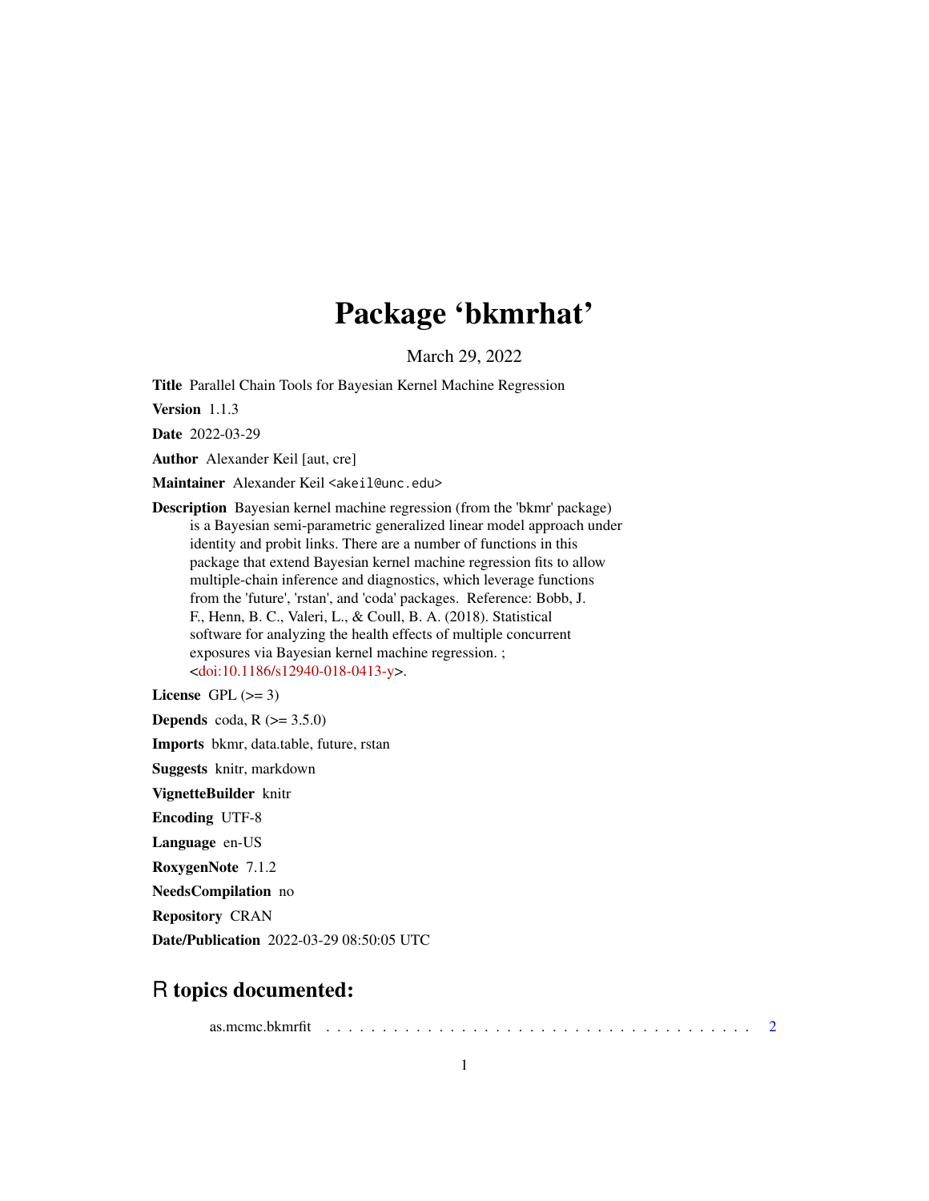# Package 'bkmrhat'

March 29, 2022

**Title** Parallel Chain Tools for Bayesian Kernel Machine Regression

**Version** 1.1.3

**Date** 2022-03-29

**Author** Alexander Keil [aut, cre]

**Maintainer** Alexander Keil <akeil@unc.edu>

**Description** Bayesian kernel machine regression (from the 'bkmr' package) is a Bayesian semi-parametric generalized linear model approach under identity and probit links. There are a number of functions in this package that extend Bayesian kernel machine regression fits to allow multiple-chain inference and diagnostics, which leverage functions from the 'future', 'rstan', and 'coda' packages. Reference: Bobb, J. F., Henn, B. C., Valeri, L., & Coull, B. A. (2018). Statistical software for analyzing the health effects of multiple concurrent exposures via Bayesian kernel machine regression. ; <doi:10.1186/s12940-018-0413-y>.

**License** GPL (>= 3)

**Depends** coda, R (>= 3.5.0)

**Imports** bkmr, data.table, future, rstan

**Suggests** knitr, markdown

**VignetteBuilder** knitr

**Encoding** UTF-8

**Language** en-US

**RoxygenNote** 7.1.2

**NeedsCompilation** no

**Repository** CRAN

**Date/Publication** 2022-03-29 08:50:05 UTC

## R topics documented:

as.mcmc.bkmrfit . . . . . . . . . . . . . . . . . . . . . . . . . . . . . . . . . . . . . 2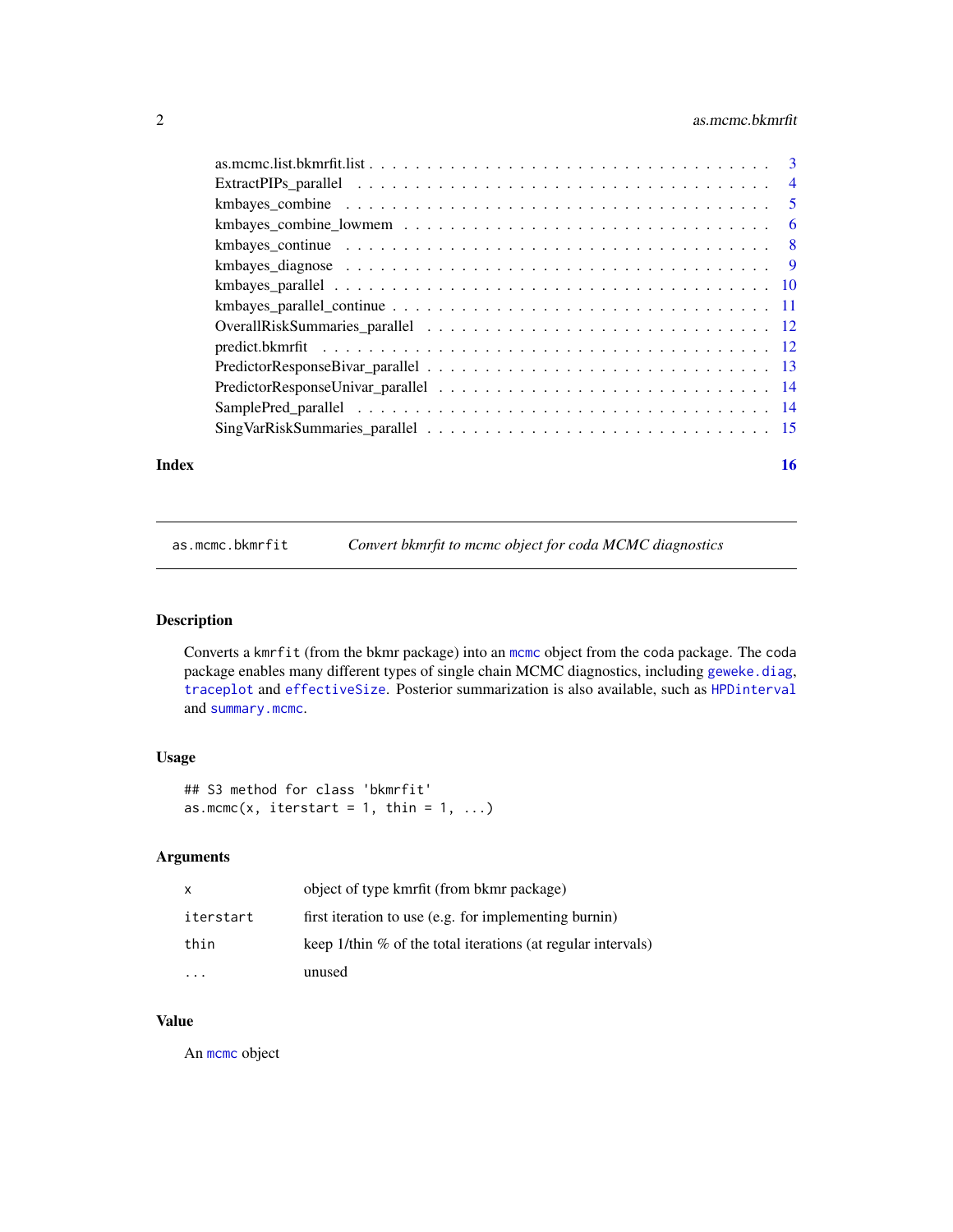as.mcmc.list.bkmrfit.list . . . . . . . . . . . . . . . . . . . . . . . . . . . . . . . . . . . 3
ExtractPIPs_parallel . . . . . . . . . . . . . . . . . . . . . . . . . . . . . . . . . . . 4
kmbayes_combine . . . . . . . . . . . . . . . . . . . . . . . . . . . . . . . . . . . 5
kmbayes_combine_lowmem . . . . . . . . . . . . . . . . . . . . . . . . . . . . . . . 6
kmbayes_continue . . . . . . . . . . . . . . . . . . . . . . . . . . . . . . . . . . . 8
kmbayes_diagnose . . . . . . . . . . . . . . . . . . . . . . . . . . . . . . . . . . . 9
kmbayes_parallel . . . . . . . . . . . . . . . . . . . . . . . . . . . . . . . . . . . 10
kmbayes_parallel_continue . . . . . . . . . . . . . . . . . . . . . . . . . . . . . . . 11
OverallRiskSummaries_parallel . . . . . . . . . . . . . . . . . . . . . . . . . . . . . 12
predict.bkmrfit . . . . . . . . . . . . . . . . . . . . . . . . . . . . . . . . . . . 12
PredictorResponseBivar_parallel . . . . . . . . . . . . . . . . . . . . . . . . . . . . 13
PredictorResponseUnivar_parallel . . . . . . . . . . . . . . . . . . . . . . . . . . . 14
SamplePred_parallel . . . . . . . . . . . . . . . . . . . . . . . . . . . . . . . . . . 14
SingVarRiskSummaries_parallel . . . . . . . . . . . . . . . . . . . . . . . . . . . . 15

**Index** **16**

---

`as.mcmc.bkmrfit` *Convert bkmrfit to mcmc object for coda MCMC diagnostics*

---

## Description

Converts a `kmrfit` (from the bkmr package) into an `mcmc` object from the `coda` package. The `coda` package enables many different types of single chain MCMC diagnostics, including `geweke.diag`, `traceplot` and `effectiveSize`. Posterior summarization is also available, such as `HPDinterval` and `summary.mcmc`.

## Usage

```
## S3 method for class 'bkmrfit'
as.mcmc(x, iterstart = 1, thin = 1, ...)
```

## Arguments

| | |
|---|---|
| `x` | object of type kmrfit (from bkmr package) |
| `iterstart` | first iteration to use (e.g. for implementing burnin) |
| `thin` | keep 1/thin % of the total iterations (at regular intervals) |
| `...` | unused |

## Value

An `mcmc` object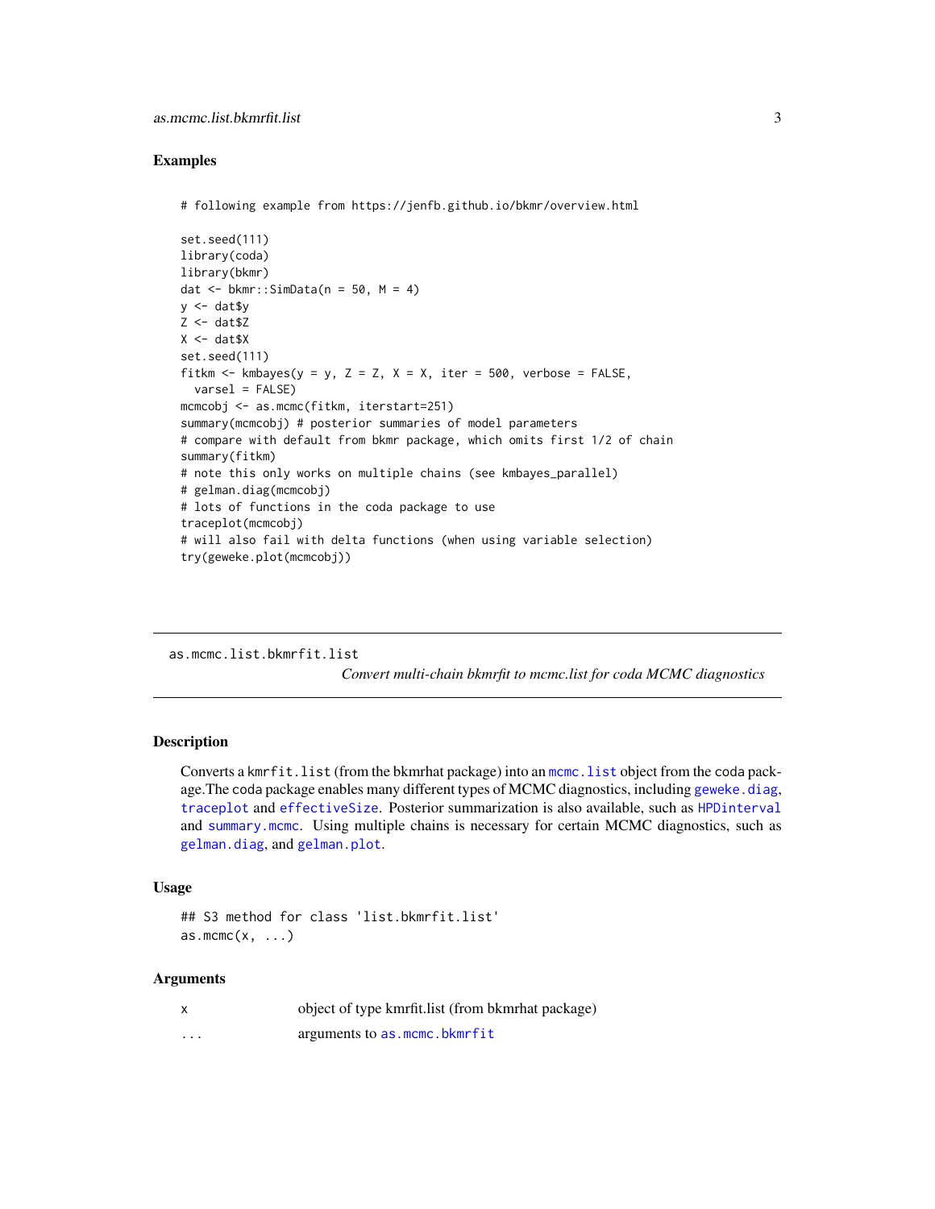### Examples

```
# following example from https://jenfb.github.io/bkmr/overview.html

set.seed(111)
library(coda)
library(bkmr)
dat <- bkmr::SimData(n = 50, M = 4)
y <- dat$y
Z <- dat$Z
X <- dat$X
set.seed(111)
fitkm <- kmbayes(y = y, Z = Z, X = X, iter = 500, verbose = FALSE,
  varsel = FALSE)
mcmcobj <- as.mcmc(fitkm, iterstart=251)
summary(mcmcobj) # posterior summaries of model parameters
# compare with default from bkmr package, which omits first 1/2 of chain
summary(fitkm)
# note this only works on multiple chains (see kmbayes_parallel)
# gelman.diag(mcmcobj)
# lots of functions in the coda package to use
traceplot(mcmcobj)
# will also fail with delta functions (when using variable selection)
try(geweke.plot(mcmcobj))
```

---

## as.mcmc.list.bkmrfit.list

*Convert multi-chain bkmrfit to mcmc.list for coda MCMC diagnostics*

### Description

Converts a `kmrfit.list` (from the bkmrhat package) into an `mcmc.list` object from the coda package.The coda package enables many different types of MCMC diagnostics, including `geweke.diag`, `traceplot` and `effectiveSize`. Posterior summarization is also available, such as `HPDinterval` and `summary.mcmc`. Using multiple chains is necessary for certain MCMC diagnostics, such as `gelman.diag`, and `gelman.plot`.

### Usage

```
## S3 method for class 'list.bkmrfit.list'
as.mcmc(x, ...)
```

### Arguments

| | |
|---|---|
| x | object of type kmrfit.list (from bkmrhat package) |
| ... | arguments to `as.mcmc.bkmrfit` |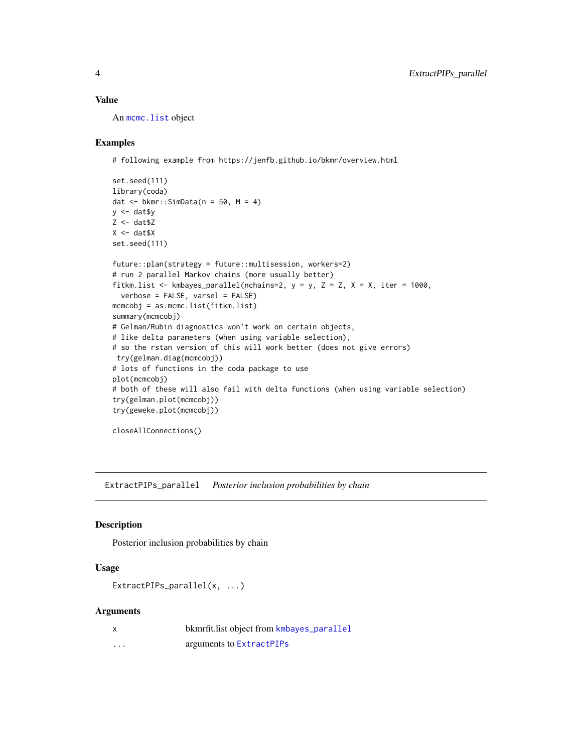### Value

An `mcmc.list` object

### Examples

```
# following example from https://jenfb.github.io/bkmr/overview.html

set.seed(111)
library(coda)
dat <- bkmr::SimData(n = 50, M = 4)
y <- dat$y
Z <- dat$Z
X <- dat$X
set.seed(111)

future::plan(strategy = future::multisession, workers=2)
# run 2 parallel Markov chains (more usually better)
fitkm.list <- kmbayes_parallel(nchains=2, y = y, Z = Z, X = X, iter = 1000,
  verbose = FALSE, varsel = FALSE)
mcmcobj = as.mcmc.list(fitkm.list)
summary(mcmcobj)
# Gelman/Rubin diagnostics won't work on certain objects,
# like delta parameters (when using variable selection),
# so the rstan version of this will work better (does not give errors)
 try(gelman.diag(mcmcobj))
# lots of functions in the coda package to use
plot(mcmcobj)
# both of these will also fail with delta functions (when using variable selection)
try(gelman.plot(mcmcobj))
try(geweke.plot(mcmcobj))

closeAllConnections()
```

---

## ExtractPIPs_parallel    *Posterior inclusion probabilities by chain*

### Description

Posterior inclusion probabilities by chain

### Usage

```
ExtractPIPs_parallel(x, ...)
```

### Arguments

| | |
|---|---|
| x | bkmrfit.list object from `kmbayes_parallel` |
| ... | arguments to `ExtractPIPs` |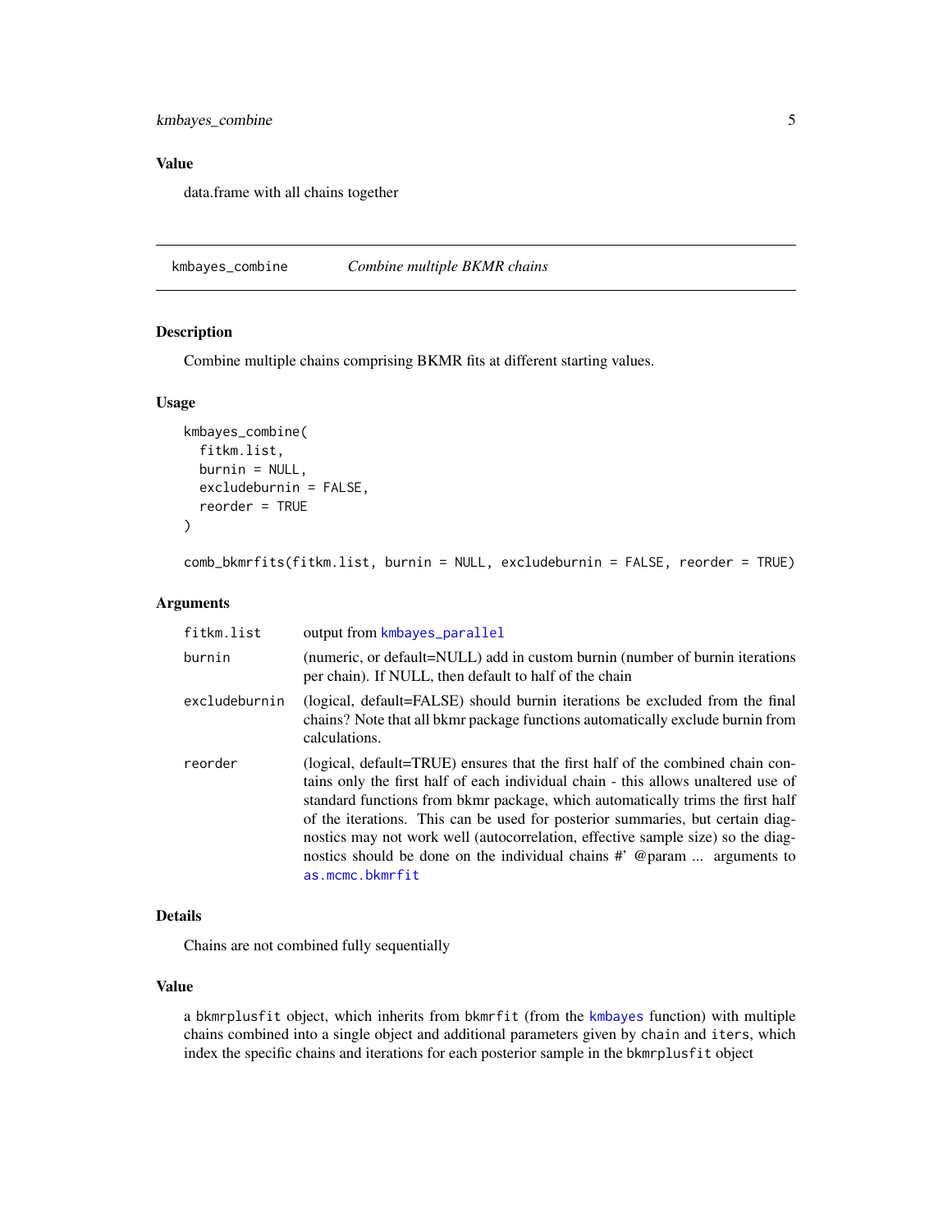## Value

data.frame with all chains together

---

## kmbayes_combine — *Combine multiple BKMR chains*

### Description

Combine multiple chains comprising BKMR fits at different starting values.

### Usage

```
kmbayes_combine(
  fitkm.list,
  burnin = NULL,
  excludeburnin = FALSE,
  reorder = TRUE
)

comb_bkmrfits(fitkm.list, burnin = NULL, excludeburnin = FALSE, reorder = TRUE)
```

### Arguments

| Argument | Description |
|---|---|
| `fitkm.list` | output from `kmbayes_parallel` |
| `burnin` | (numeric, or default=NULL) add in custom burnin (number of burnin iterations per chain). If NULL, then default to half of the chain |
| `excludeburnin` | (logical, default=FALSE) should burnin iterations be excluded from the final chains? Note that all bkmr package functions automatically exclude burnin from calculations. |
| `reorder` | (logical, default=TRUE) ensures that the first half of the combined chain contains only the first half of each individual chain - this allows unaltered use of standard functions from bkmr package, which automatically trims the first half of the iterations. This can be used for posterior summaries, but certain diagnostics may not work well (autocorrelation, effective sample size) so the diagnostics should be done on the individual chains #' @param ... arguments to `as.mcmc.bkmrfit` |

### Details

Chains are not combined fully sequentially

### Value

a `bkmrplusfit` object, which inherits from `bkmrfit` (from the `kmbayes` function) with multiple chains combined into a single object and additional parameters given by `chain` and `iters`, which index the specific chains and iterations for each posterior sample in the `bkmrplusfit` object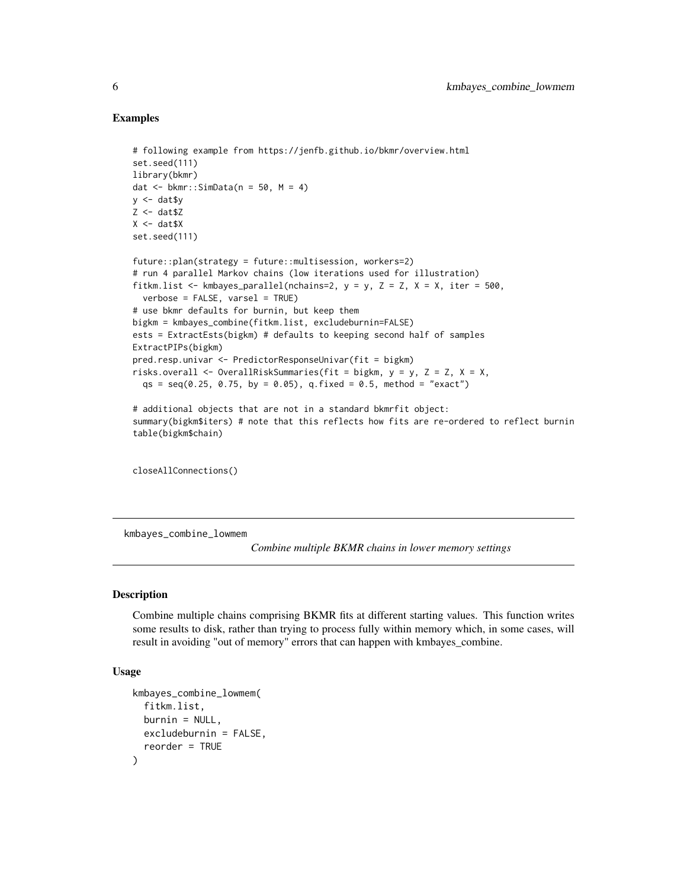### Examples

```
# following example from https://jenfb.github.io/bkmr/overview.html
set.seed(111)
library(bkmr)
dat <- bkmr::SimData(n = 50, M = 4)
y <- dat$y
Z <- dat$Z
X <- dat$X
set.seed(111)

future::plan(strategy = future::multisession, workers=2)
# run 4 parallel Markov chains (low iterations used for illustration)
fitkm.list <- kmbayes_parallel(nchains=2, y = y, Z = Z, X = X, iter = 500,
  verbose = FALSE, varsel = TRUE)
# use bkmr defaults for burnin, but keep them
bigkm = kmbayes_combine(fitkm.list, excludeburnin=FALSE)
ests = ExtractEsts(bigkm) # defaults to keeping second half of samples
ExtractPIPs(bigkm)
pred.resp.univar <- PredictorResponseUnivar(fit = bigkm)
risks.overall <- OverallRiskSummaries(fit = bigkm, y = y, Z = Z, X = X,
  qs = seq(0.25, 0.75, by = 0.05), q.fixed = 0.5, method = "exact")

# additional objects that are not in a standard bkmrfit object:
summary(bigkm$iters) # note that this reflects how fits are re-ordered to reflect burnin
table(bigkm$chain)


closeAllConnections()
```

---

## kmbayes_combine_lowmem

*Combine multiple BKMR chains in lower memory settings*

---

### Description

Combine multiple chains comprising BKMR fits at different starting values. This function writes some results to disk, rather than trying to process fully within memory which, in some cases, will result in avoiding "out of memory" errors that can happen with kmbayes_combine.

### Usage

```
kmbayes_combine_lowmem(
  fitkm.list,
  burnin = NULL,
  excludeburnin = FALSE,
  reorder = TRUE
)
```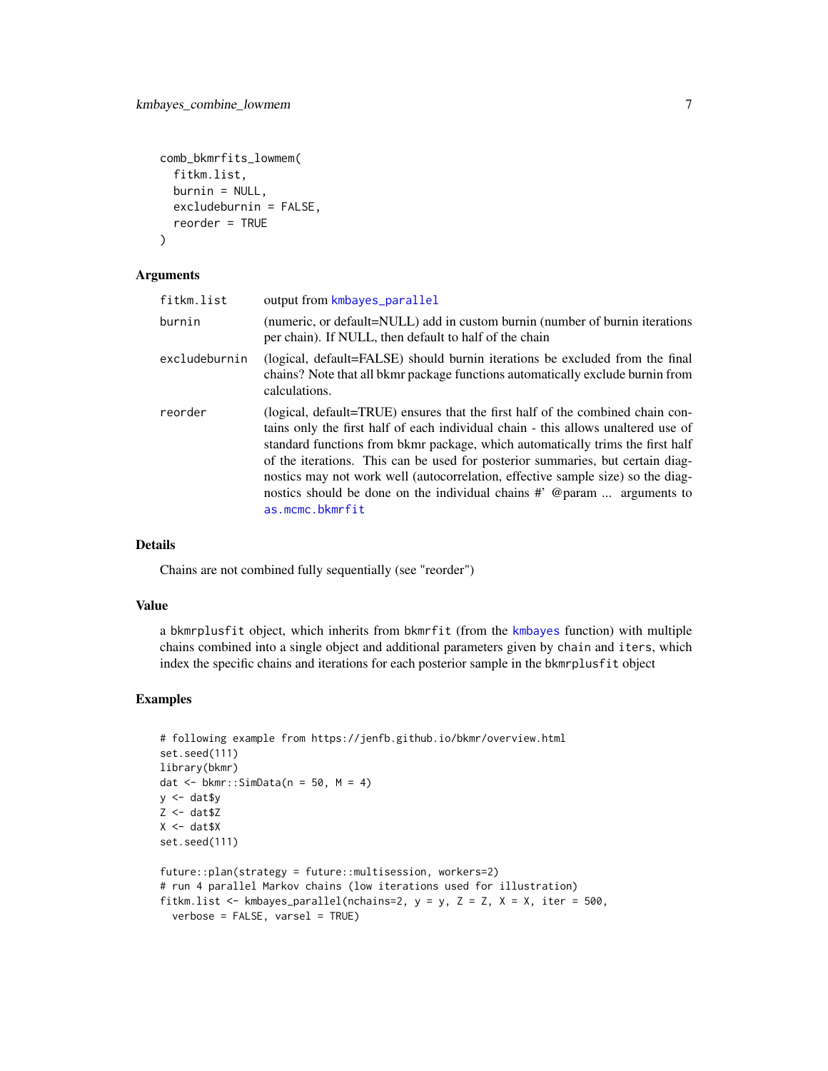```
comb_bkmrfits_lowmem(
  fitkm.list,
  burnin = NULL,
  excludeburnin = FALSE,
  reorder = TRUE
)
```

### Arguments

| | |
|---|---|
| `fitkm.list` | output from `kmbayes_parallel` |
| `burnin` | (numeric, or default=NULL) add in custom burnin (number of burnin iterations per chain). If NULL, then default to half of the chain |
| `excludeburnin` | (logical, default=FALSE) should burnin iterations be excluded from the final chains? Note that all bkmr package functions automatically exclude burnin from calculations. |
| `reorder` | (logical, default=TRUE) ensures that the first half of the combined chain contains only the first half of each individual chain - this allows unaltered use of standard functions from bkmr package, which automatically trims the first half of the iterations. This can be used for posterior summaries, but certain diagnostics may not work well (autocorrelation, effective sample size) so the diagnostics should be done on the individual chains #' @param ... arguments to `as.mcmc.bkmrfit` |

### Details

Chains are not combined fully sequentially (see "reorder")

### Value

a `bkmrplusfit` object, which inherits from `bkmrfit` (from the `kmbayes` function) with multiple chains combined into a single object and additional parameters given by `chain` and `iters`, which index the specific chains and iterations for each posterior sample in the `bkmrplusfit` object

### Examples

```
# following example from https://jenfb.github.io/bkmr/overview.html
set.seed(111)
library(bkmr)
dat <- bkmr::SimData(n = 50, M = 4)
y <- dat$y
Z <- dat$Z
X <- dat$X
set.seed(111)

future::plan(strategy = future::multisession, workers=2)
# run 4 parallel Markov chains (low iterations used for illustration)
fitkm.list <- kmbayes_parallel(nchains=2, y = y, Z = Z, X = X, iter = 500,
  verbose = FALSE, varsel = TRUE)
```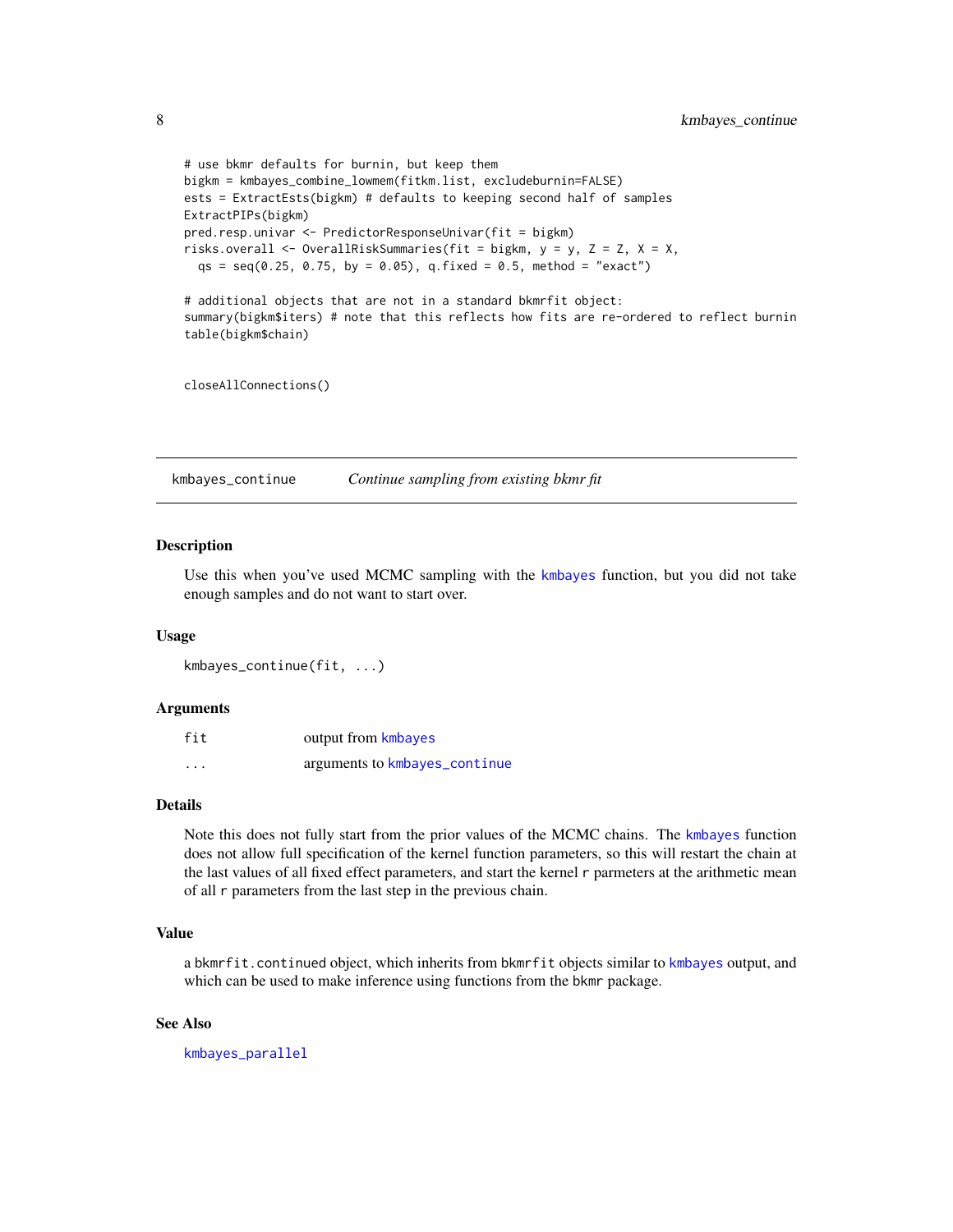```
# use bkmr defaults for burnin, but keep them
bigkm = kmbayes_combine_lowmem(fitkm.list, excludeburnin=FALSE)
ests = ExtractEsts(bigkm) # defaults to keeping second half of samples
ExtractPIPs(bigkm)
pred.resp.univar <- PredictorResponseUnivar(fit = bigkm)
risks.overall <- OverallRiskSummaries(fit = bigkm, y = y, Z = Z, X = X,
  qs = seq(0.25, 0.75, by = 0.05), q.fixed = 0.5, method = "exact")

# additional objects that are not in a standard bkmrfit object:
summary(bigkm$iters) # note that this reflects how fits are re-ordered to reflect burnin
table(bigkm$chain)


closeAllConnections()
```

## kmbayes_continue — *Continue sampling from existing bkmr fit*

### Description

Use this when you've used MCMC sampling with the `kmbayes` function, but you did not take enough samples and do not want to start over.

### Usage

```
kmbayes_continue(fit, ...)
```

### Arguments

| | |
|---|---|
| `fit` | output from `kmbayes` |
| `...` | arguments to `kmbayes_continue` |

### Details

Note this does not fully start from the prior values of the MCMC chains. The `kmbayes` function does not allow full specification of the kernel function parameters, so this will restart the chain at the last values of all fixed effect parameters, and start the kernel `r` parmeters at the arithmetic mean of all `r` parameters from the last step in the previous chain.

### Value

a `bkmrfit.continued` object, which inherits from `bkmrfit` objects similar to `kmbayes` output, and which can be used to make inference using functions from the `bkmr` package.

### See Also

`kmbayes_parallel`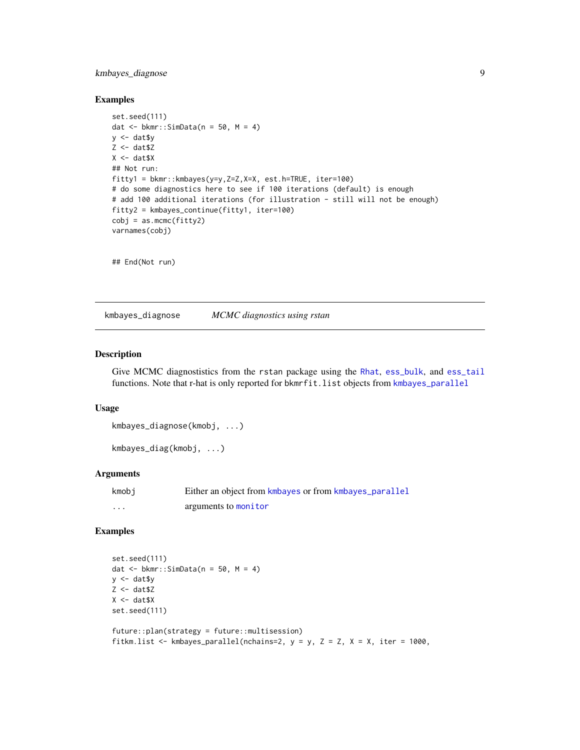## Examples

```
set.seed(111)
dat <- bkmr::SimData(n = 50, M = 4)
y <- dat$y
Z <- dat$Z
X <- dat$X
## Not run:
fitty1 = bkmr::kmbayes(y=y,Z=Z,X=X, est.h=TRUE, iter=100)
# do some diagnostics here to see if 100 iterations (default) is enough
# add 100 additional iterations (for illustration - still will not be enough)
fitty2 = kmbayes_continue(fitty1, iter=100)
cobj = as.mcmc(fitty2)
varnames(cobj)


## End(Not run)
```

---

## kmbayes_diagnose *MCMC diagnostics using rstan*

### Description

Give MCMC diagnostistics from the rstan package using the Rhat, ess_bulk, and ess_tail functions. Note that r-hat is only reported for bkmrfit.list objects from kmbayes_parallel

### Usage

```
kmbayes_diagnose(kmobj, ...)

kmbayes_diag(kmobj, ...)
```

### Arguments

| | |
|---|---|
| kmobj | Either an object from kmbayes or from kmbayes_parallel |
| ... | arguments to monitor |

### Examples

```
set.seed(111)
dat <- bkmr::SimData(n = 50, M = 4)
y <- dat$y
Z <- dat$Z
X <- dat$X
set.seed(111)

future::plan(strategy = future::multisession)
fitkm.list <- kmbayes_parallel(nchains=2, y = y, Z = Z, X = X, iter = 1000,
```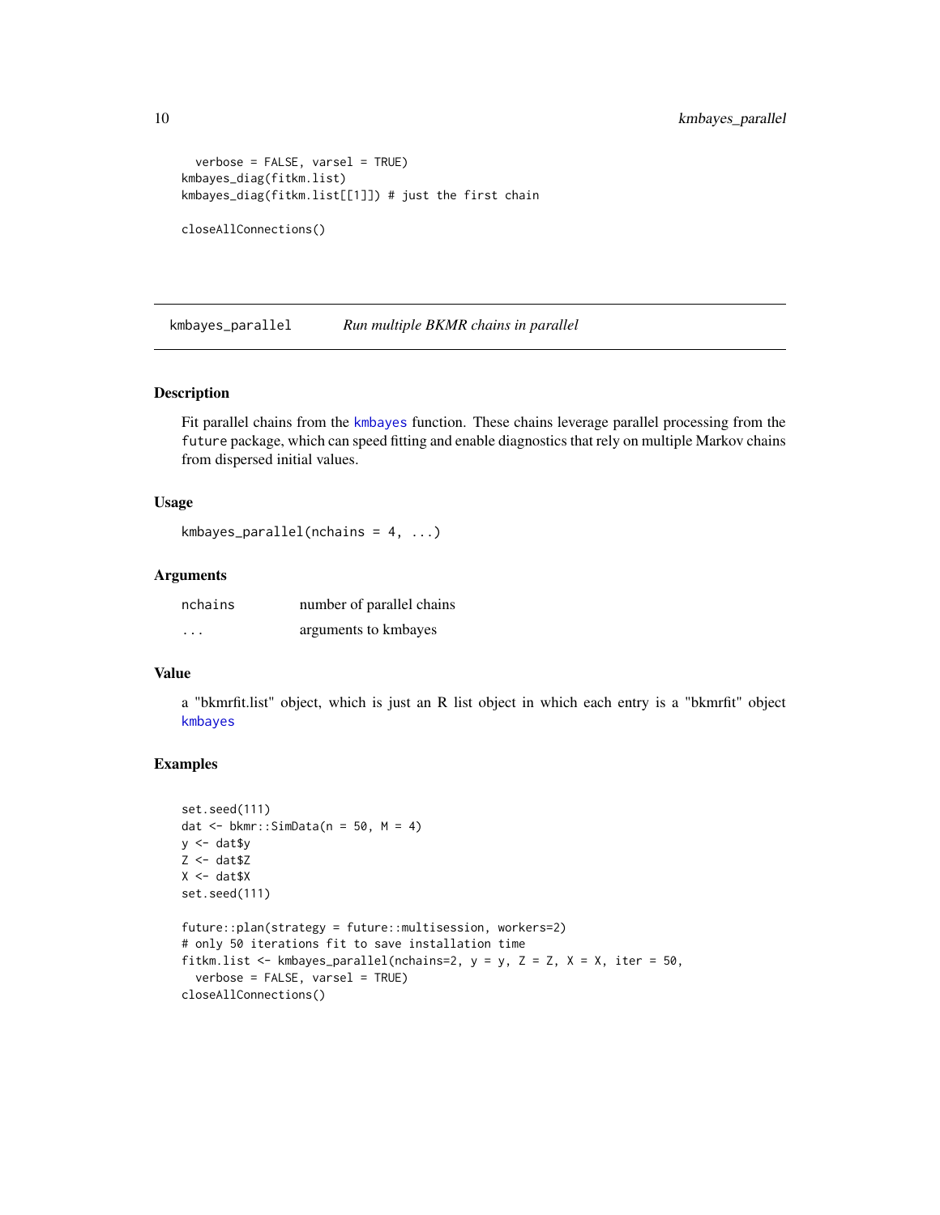```
  verbose = FALSE, varsel = TRUE)
kmbayes_diag(fitkm.list)
kmbayes_diag(fitkm.list[[1]]) # just the first chain

closeAllConnections()
```

## kmbayes_parallel *Run multiple BKMR chains in parallel*

### Description

Fit parallel chains from the kmbayes function. These chains leverage parallel processing from the future package, which can speed fitting and enable diagnostics that rely on multiple Markov chains from dispersed initial values.

### Usage

```
kmbayes_parallel(nchains = 4, ...)
```

### Arguments

| | |
|---|---|
| nchains | number of parallel chains |
| ... | arguments to kmbayes |

### Value

a "bkmrfit.list" object, which is just an R list object in which each entry is a "bkmrfit" object kmbayes

### Examples

```
set.seed(111)
dat <- bkmr::SimData(n = 50, M = 4)
y <- dat$y
Z <- dat$Z
X <- dat$X
set.seed(111)

future::plan(strategy = future::multisession, workers=2)
# only 50 iterations fit to save installation time
fitkm.list <- kmbayes_parallel(nchains=2, y = y, Z = Z, X = X, iter = 50,
  verbose = FALSE, varsel = TRUE)
closeAllConnections()
```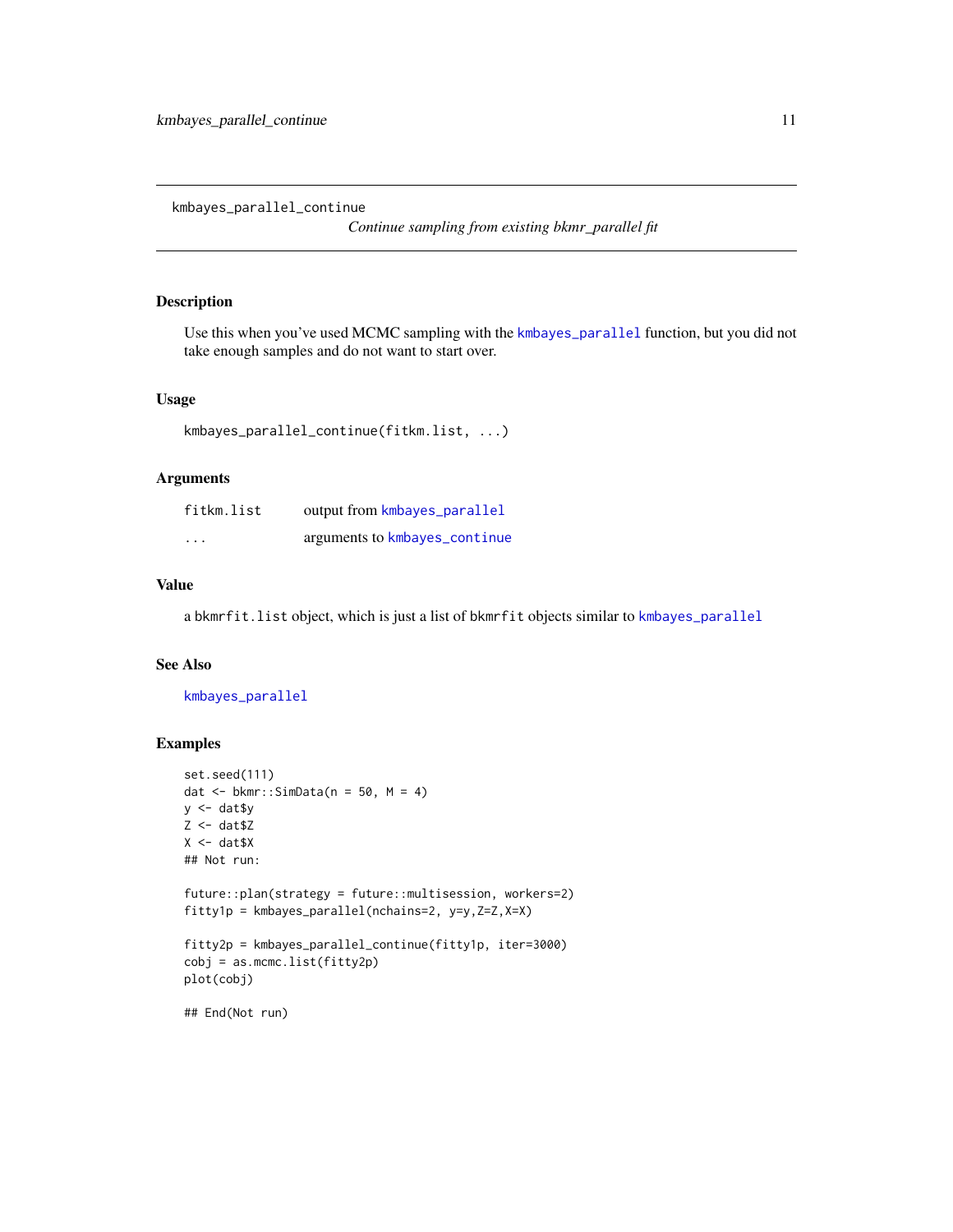## kmbayes_parallel_continue

*Continue sampling from existing bkmr_parallel fit*

### Description

Use this when you've used MCMC sampling with the kmbayes_parallel function, but you did not take enough samples and do not want to start over.

### Usage

```
kmbayes_parallel_continue(fitkm.list, ...)
```

### Arguments

| | |
|---|---|
| fitkm.list | output from kmbayes_parallel |
| ... | arguments to kmbayes_continue |

### Value

a bkmrfit.list object, which is just a list of bkmrfit objects similar to kmbayes_parallel

### See Also

kmbayes_parallel

### Examples

```
set.seed(111)
dat <- bkmr::SimData(n = 50, M = 4)
y <- dat$y
Z <- dat$Z
X <- dat$X
## Not run:

future::plan(strategy = future::multisession, workers=2)
fitty1p = kmbayes_parallel(nchains=2, y=y,Z=Z,X=X)

fitty2p = kmbayes_parallel_continue(fitty1p, iter=3000)
cobj = as.mcmc.list(fitty2p)
plot(cobj)

## End(Not run)
```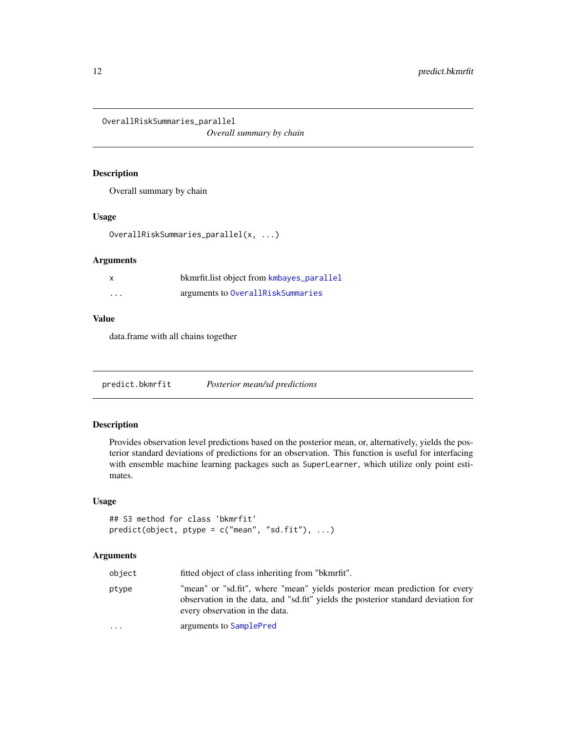## OverallRiskSummaries_parallel

*Overall summary by chain*

### Description

Overall summary by chain

### Usage

```
OverallRiskSummaries_parallel(x, ...)
```

### Arguments

| | |
|---|---|
| x | bkmrfit.list object from kmbayes_parallel |
| ... | arguments to OverallRiskSummaries |

### Value

data.frame with all chains together

## predict.bkmrfit

*Posterior mean/sd predictions*

### Description

Provides observation level predictions based on the posterior mean, or, alternatively, yields the posterior standard deviations of predictions for an observation. This function is useful for interfacing with ensemble machine learning packages such as SuperLearner, which utilize only point estimates.

### Usage

```
## S3 method for class 'bkmrfit'
predict(object, ptype = c("mean", "sd.fit"), ...)
```

### Arguments

| | |
|---|---|
| object | fitted object of class inheriting from "bkmrfit". |
| ptype | "mean" or "sd.fit", where "mean" yields posterior mean prediction for every observation in the data, and "sd.fit" yields the posterior standard deviation for every observation in the data. |
| ... | arguments to SamplePred |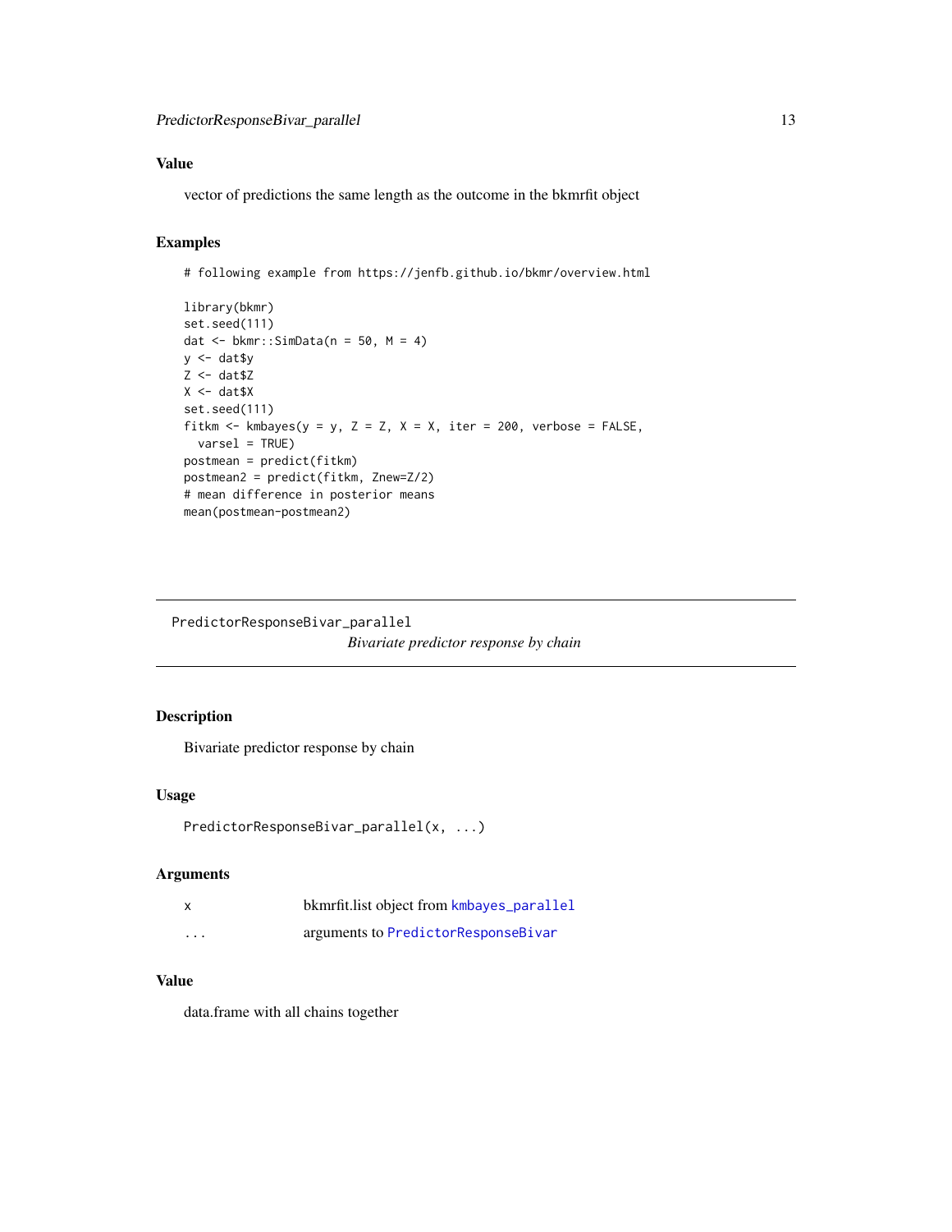### Value

vector of predictions the same length as the outcome in the bkmrfit object

### Examples

```
# following example from https://jenfb.github.io/bkmr/overview.html

library(bkmr)
set.seed(111)
dat <- bkmr::SimData(n = 50, M = 4)
y <- dat$y
Z <- dat$Z
X <- dat$X
set.seed(111)
fitkm <- kmbayes(y = y, Z = Z, X = X, iter = 200, verbose = FALSE,
  varsel = TRUE)
postmean = predict(fitkm)
postmean2 = predict(fitkm, Znew=Z/2)
# mean difference in posterior means
mean(postmean-postmean2)
```

---

## PredictorResponseBivar_parallel

*Bivariate predictor response by chain*

---

### Description

Bivariate predictor response by chain

### Usage

```
PredictorResponseBivar_parallel(x, ...)
```

### Arguments

| | |
|---|---|
| x | bkmrfit.list object from `kmbayes_parallel` |
| ... | arguments to `PredictorResponseBivar` |

### Value

data.frame with all chains together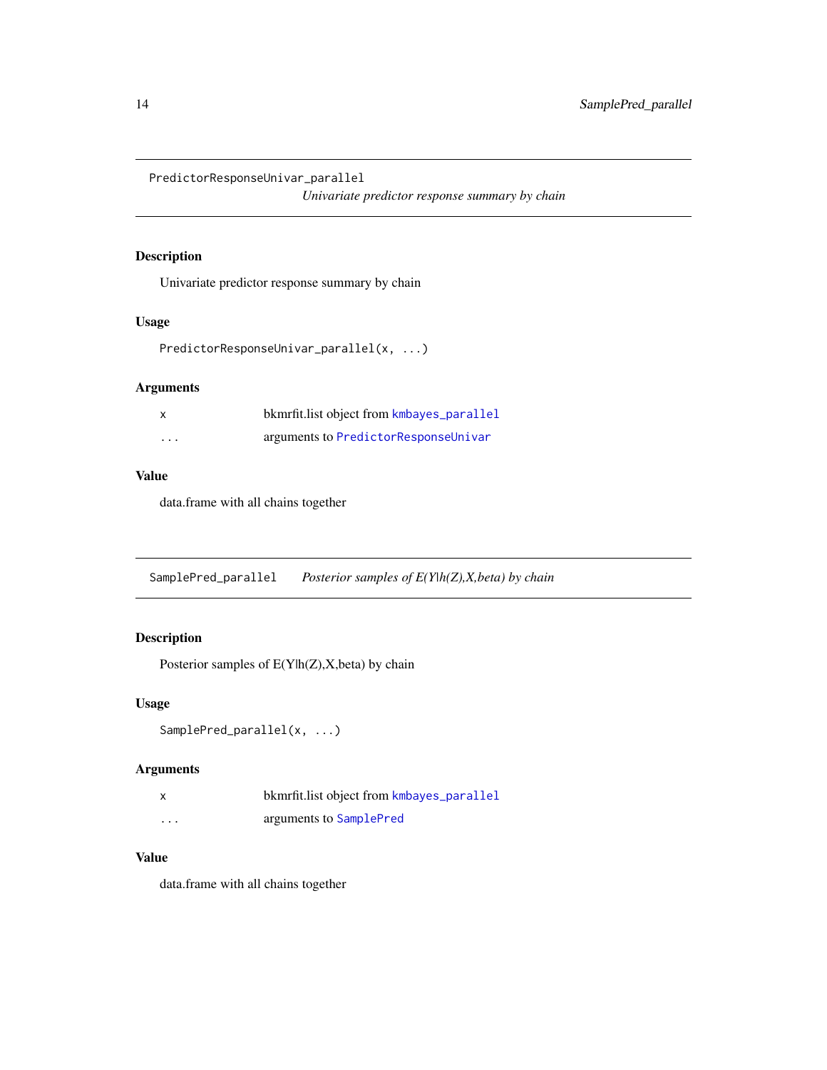## PredictorResponseUnivar_parallel

*Univariate predictor response summary by chain*

### Description

Univariate predictor response summary by chain

### Usage

```
PredictorResponseUnivar_parallel(x, ...)
```

### Arguments

| | |
|---|---|
| x | bkmrfit.list object from kmbayes_parallel |
| ... | arguments to PredictorResponseUnivar |

### Value

data.frame with all chains together

## SamplePred_parallel

*Posterior samples of E(Y|h(Z),X,beta) by chain*

### Description

Posterior samples of E(Y|h(Z),X,beta) by chain

### Usage

```
SamplePred_parallel(x, ...)
```

### Arguments

| | |
|---|---|
| x | bkmrfit.list object from kmbayes_parallel |
| ... | arguments to SamplePred |

### Value

data.frame with all chains together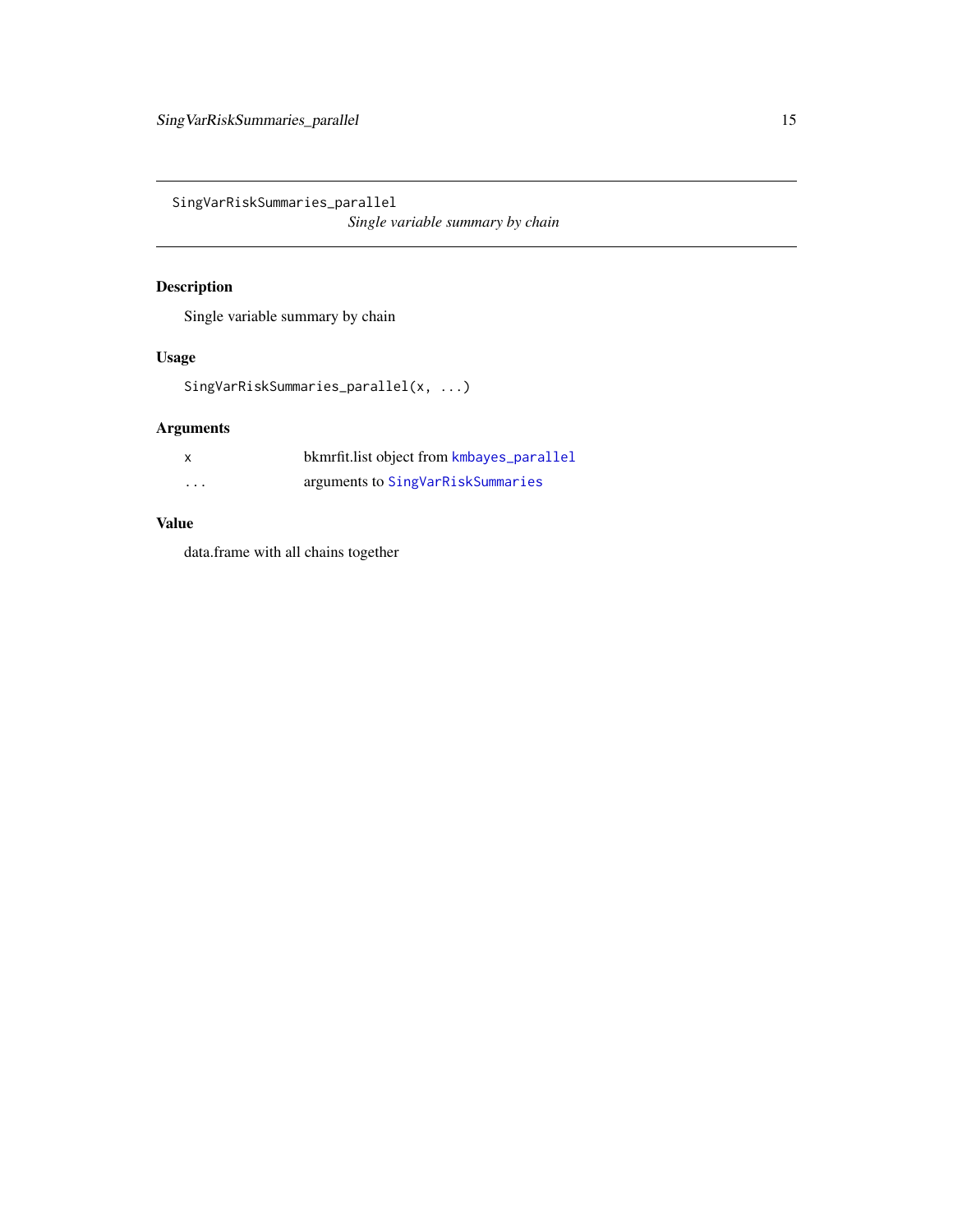`SingVarRiskSummaries_parallel` *Single variable summary by chain*

## Description

Single variable summary by chain

## Usage

```
SingVarRiskSummaries_parallel(x, ...)
```

## Arguments

| | |
|---|---|
| x | bkmrfit.list object from `kmbayes_parallel` |
| ... | arguments to `SingVarRiskSummaries` |

## Value

data.frame with all chains together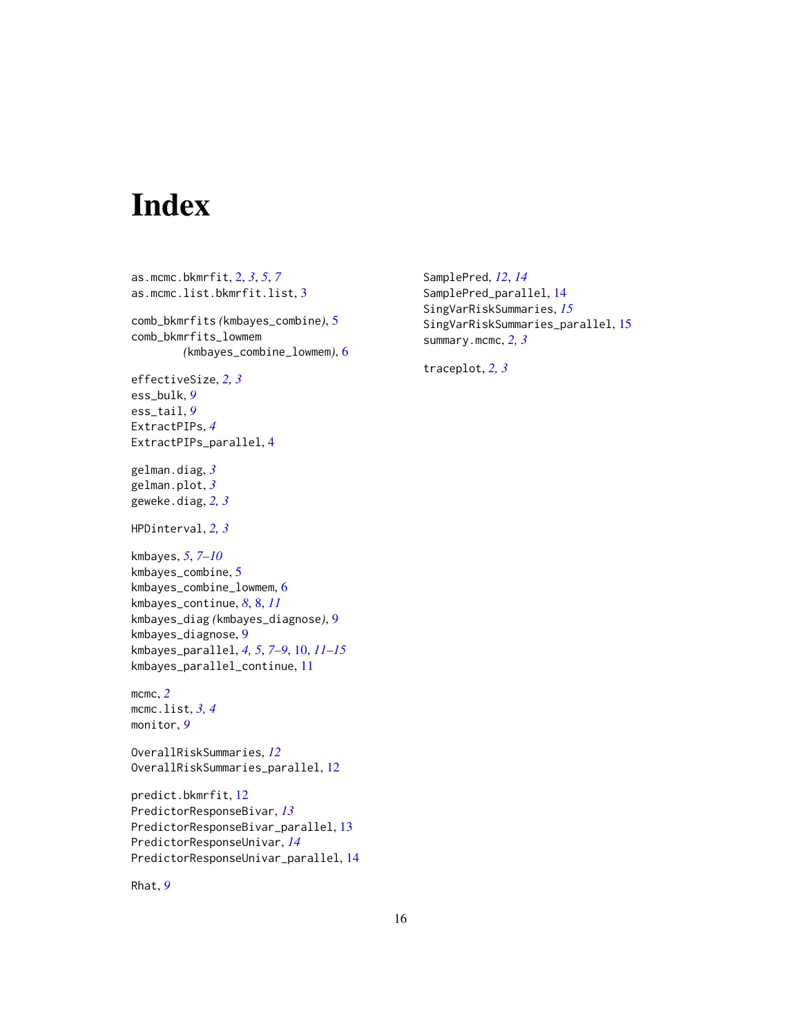# Index

as.mcmc.bkmrfit, 2, *3*, *5*, *7*
as.mcmc.list.bkmrfit.list, 3

comb_bkmrfits (kmbayes_combine), 5
comb_bkmrfits_lowmem
        (kmbayes_combine_lowmem), 6

effectiveSize, *2, 3*
ess_bulk, *9*
ess_tail, *9*
ExtractPIPs, *4*
ExtractPIPs_parallel, 4

gelman.diag, *3*
gelman.plot, *3*
geweke.diag, *2, 3*

HPDinterval, *2, 3*

kmbayes, *5*, *7–10*
kmbayes_combine, 5
kmbayes_combine_lowmem, 6
kmbayes_continue, *8*, 8, *11*
kmbayes_diag (kmbayes_diagnose), 9
kmbayes_diagnose, 9
kmbayes_parallel, *4, 5*, *7–9*, 10, *11–15*
kmbayes_parallel_continue, 11

mcmc, *2*
mcmc.list, *3, 4*
monitor, *9*

OverallRiskSummaries, *12*
OverallRiskSummaries_parallel, 12

predict.bkmrfit, 12
PredictorResponseBivar, *13*
PredictorResponseBivar_parallel, 13
PredictorResponseUnivar, *14*
PredictorResponseUnivar_parallel, 14

Rhat, *9*

SamplePred, *12*, *14*
SamplePred_parallel, 14
SingVarRiskSummaries, *15*
SingVarRiskSummaries_parallel, 15
summary.mcmc, *2, 3*

traceplot, *2, 3*